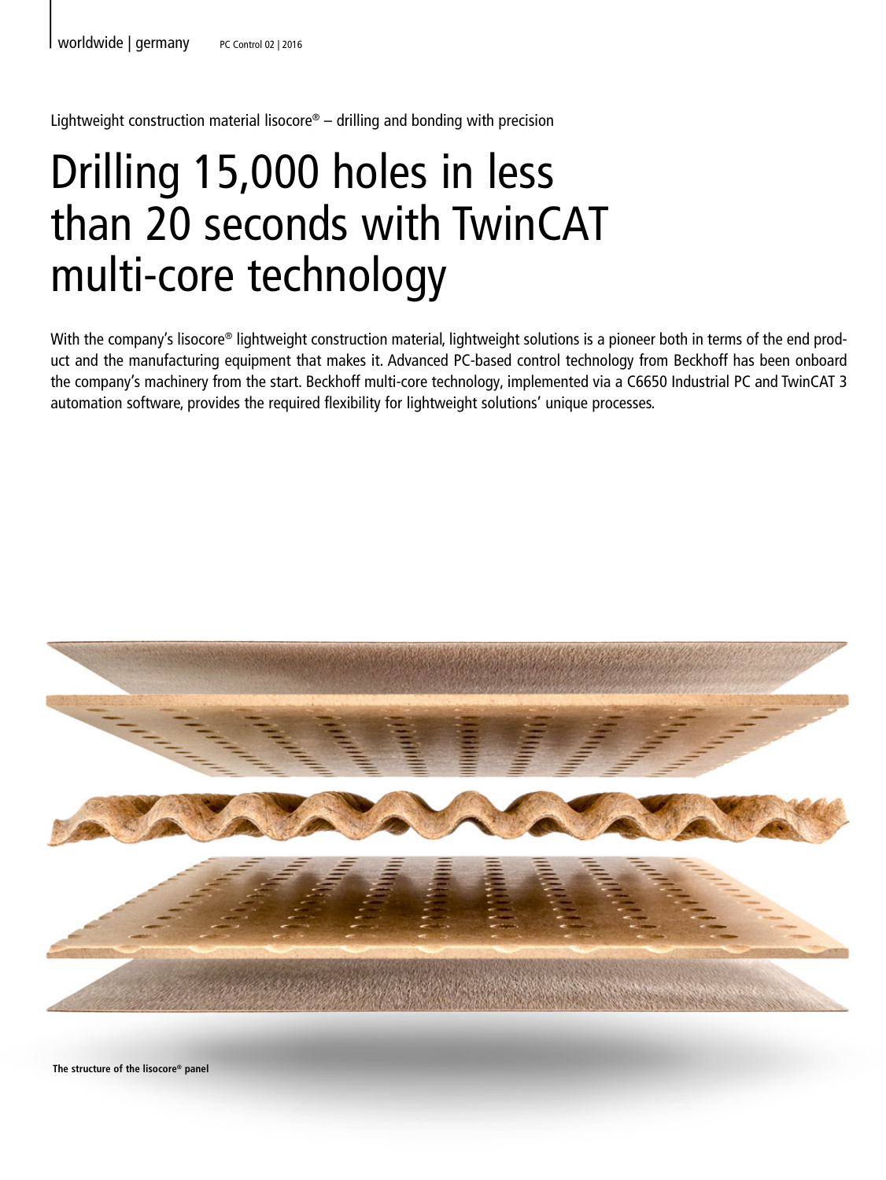Lightweight construction material lisocore® – drilling and bonding with precision

# Drilling 15,000 holes in less than 20 seconds with TwinCAT multi-core technology

With the company's lisocore® lightweight construction material, lightweight solutions is a pioneer both in terms of the end product and the manufacturing equipment that makes it. Advanced PC-based control technology from Beckhoff has been onboard the company's machinery from the start. Beckhoff multi-core technology, implemented via a C6650 Industrial PC and TwinCAT 3 automation software, provides the required flexibility for lightweight solutions' unique processes.

**The structure of the lisocore® panel**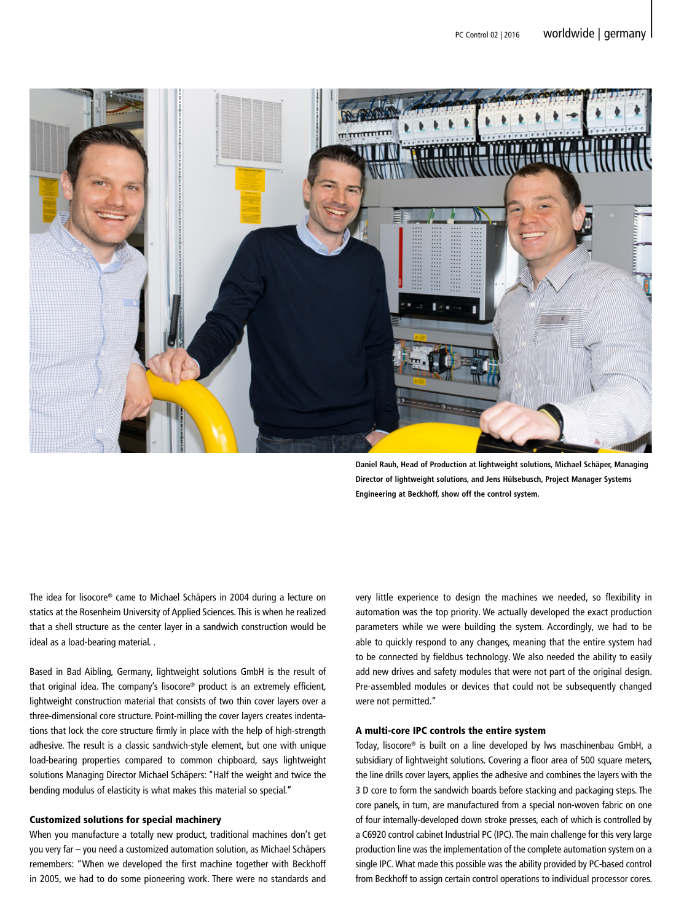Daniel Rauh, Head of Production at lightweight solutions, Michael Schäper, Managing Director of lightweight solutions, and Jens Hülsebusch, Project Manager Systems Engineering at Beckhoff, show off the control system.

The idea for lisocore® came to Michael Schäpers in 2004 during a lecture on statics at the Rosenheim University of Applied Sciences. This is when he realized that a shell structure as the center layer in a sandwich construction would be ideal as a load-bearing material. .

Based in Bad Aibling, Germany, lightweight solutions GmbH is the result of that original idea. The company's lisocore® product is an extremely efficient, lightweight construction material that consists of two thin cover layers over a three-dimensional core structure. Point-milling the cover layers creates indentations that lock the core structure firmly in place with the help of high-strength adhesive. The result is a classic sandwich-style element, but one with unique load-bearing properties compared to common chipboard, says lightweight solutions Managing Director Michael Schäpers: "Half the weight and twice the bending modulus of elasticity is what makes this material so special."

### Customized solutions for special machinery

When you manufacture a totally new product, traditional machines don't get you very far – you need a customized automation solution, as Michael Schäpers remembers: "When we developed the first machine together with Beckhoff in 2005, we had to do some pioneering work. There were no standards and very little experience to design the machines we needed, so flexibility in automation was the top priority. We actually developed the exact production parameters while we were building the system. Accordingly, we had to be able to quickly respond to any changes, meaning that the entire system had to be connected by fieldbus technology. We also needed the ability to easily add new drives and safety modules that were not part of the original design. Pre-assembled modules or devices that could not be subsequently changed were not permitted."

### A multi-core IPC controls the entire system

Today, lisocore® is built on a line developed by lws maschinenbau GmbH, a subsidiary of lightweight solutions. Covering a floor area of 500 square meters, the line drills cover layers, applies the adhesive and combines the layers with the 3 D core to form the sandwich boards before stacking and packaging steps. The core panels, in turn, are manufactured from a special non-woven fabric on one of four internally-developed down stroke presses, each of which is controlled by a C6920 control cabinet Industrial PC (IPC). The main challenge for this very large production line was the implementation of the complete automation system on a single IPC. What made this possible was the ability provided by PC-based control from Beckhoff to assign certain control operations to individual processor cores.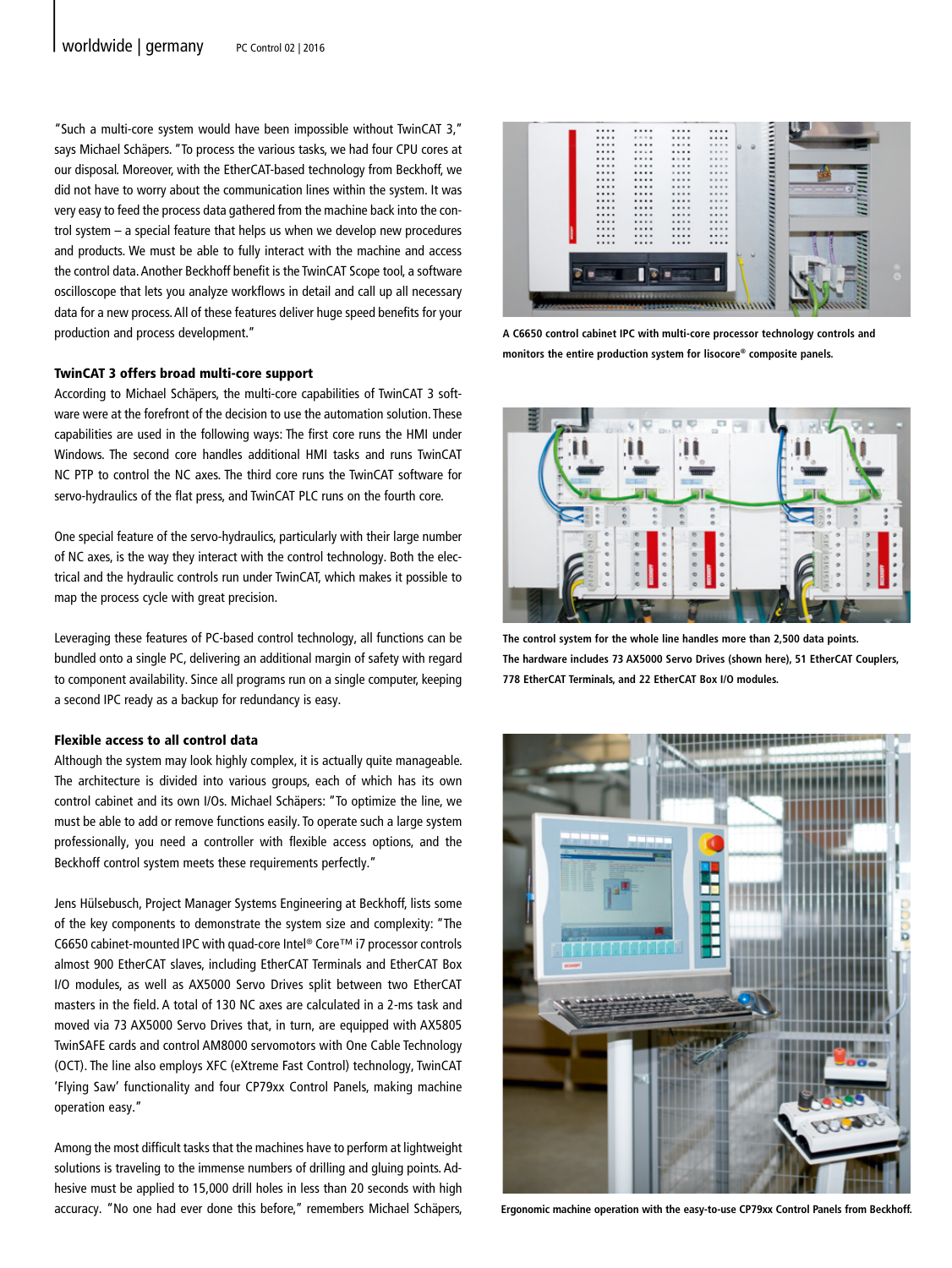"Such a multi-core system would have been impossible without TwinCAT 3," says Michael Schäpers. "To process the various tasks, we had four CPU cores at our disposal. Moreover, with the EtherCAT-based technology from Beckhoff, we did not have to worry about the communication lines within the system. It was very easy to feed the process data gathered from the machine back into the control system – a special feature that helps us when we develop new procedures and products. We must be able to fully interact with the machine and access the control data. Another Beckhoff benefit is the TwinCAT Scope tool, a software oscilloscope that lets you analyze workflows in detail and call up all necessary data for a new process. All of these features deliver huge speed benefits for your production and process development."

### TwinCAT 3 offers broad multi-core support

According to Michael Schäpers, the multi-core capabilities of TwinCAT 3 software were at the forefront of the decision to use the automation solution. These capabilities are used in the following ways: The first core runs the HMI under Windows. The second core handles additional HMI tasks and runs TwinCAT NC PTP to control the NC axes. The third core runs the TwinCAT software for servo-hydraulics of the flat press, and TwinCAT PLC runs on the fourth core.

One special feature of the servo-hydraulics, particularly with their large number of NC axes, is the way they interact with the control technology. Both the electrical and the hydraulic controls run under TwinCAT, which makes it possible to map the process cycle with great precision.

Leveraging these features of PC-based control technology, all functions can be bundled onto a single PC, delivering an additional margin of safety with regard to component availability. Since all programs run on a single computer, keeping a second IPC ready as a backup for redundancy is easy.

### Flexible access to all control data

Although the system may look highly complex, it is actually quite manageable. The architecture is divided into various groups, each of which has its own control cabinet and its own I/Os. Michael Schäpers: "To optimize the line, we must be able to add or remove functions easily. To operate such a large system professionally, you need a controller with flexible access options, and the Beckhoff control system meets these requirements perfectly."

Jens Hülsebusch, Project Manager Systems Engineering at Beckhoff, lists some of the key components to demonstrate the system size and complexity: "The C6650 cabinet-mounted IPC with quad-core Intel® Core™ i7 processor controls almost 900 EtherCAT slaves, including EtherCAT Terminals and EtherCAT Box I/O modules, as well as AX5000 Servo Drives split between two EtherCAT masters in the field. A total of 130 NC axes are calculated in a 2-ms task and moved via 73 AX5000 Servo Drives that, in turn, are equipped with AX5805 TwinSAFE cards and control AM8000 servomotors with One Cable Technology (OCT). The line also employs XFC (eXtreme Fast Control) technology, TwinCAT 'Flying Saw' functionality and four CP79xx Control Panels, making machine operation easy."

Among the most difficult tasks that the machines have to perform at lightweight solutions is traveling to the immense numbers of drilling and gluing points. Adhesive must be applied to 15,000 drill holes in less than 20 seconds with high accuracy. "No one had ever done this before," remembers Michael Schäpers,

**A C6650 control cabinet IPC with multi-core processor technology controls and monitors the entire production system for lisocore® composite panels.**

**The control system for the whole line handles more than 2,500 data points. The hardware includes 73 AX5000 Servo Drives (shown here), 51 EtherCAT Couplers, 778 EtherCAT Terminals, and 22 EtherCAT Box I/O modules.**

**Ergonomic machine operation with the easy-to-use CP79xx Control Panels from Beckhoff.**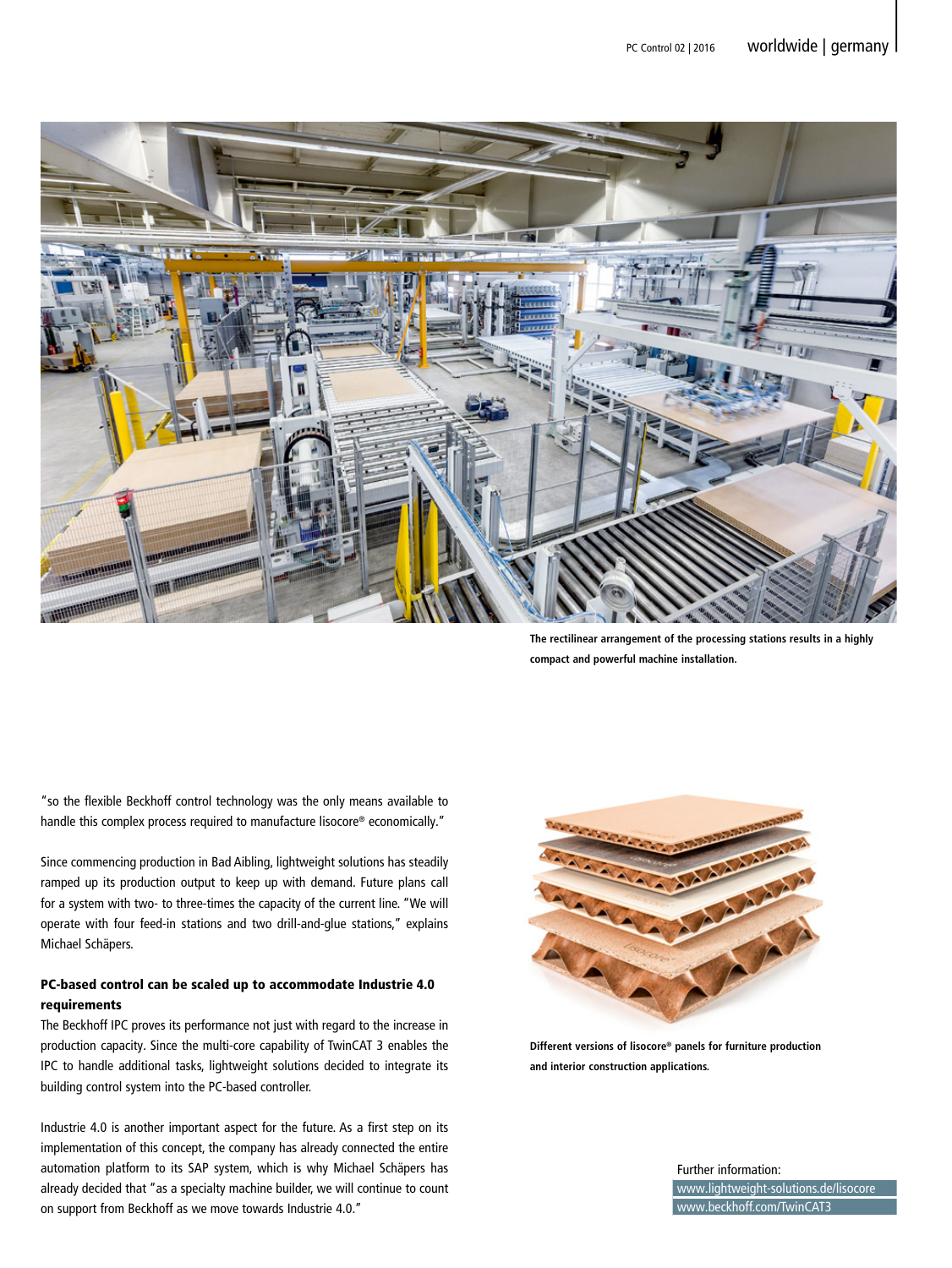The rectilinear arrangement of the processing stations results in a highly compact and powerful machine installation.

"so the flexible Beckhoff control technology was the only means available to handle this complex process required to manufacture lisocore® economically."

Since commencing production in Bad Aibling, lightweight solutions has steadily ramped up its production output to keep up with demand. Future plans call for a system with two- to three-times the capacity of the current line. "We will operate with four feed-in stations and two drill-and-glue stations," explains Michael Schäpers.

**PC-based control can be scaled up to accommodate Industrie 4.0 requirements**

The Beckhoff IPC proves its performance not just with regard to the increase in production capacity. Since the multi-core capability of TwinCAT 3 enables the IPC to handle additional tasks, lightweight solutions decided to integrate its building control system into the PC-based controller.

Industrie 4.0 is another important aspect for the future. As a first step on its implementation of this concept, the company has already connected the entire automation platform to its SAP system, which is why Michael Schäpers has already decided that "as a specialty machine builder, we will continue to count on support from Beckhoff as we move towards Industrie 4.0."

Different versions of lisocore® panels for furniture production and interior construction applications.

Further information:
www.lightweight-solutions.de/lisocore
www.beckhoff.com/TwinCAT3